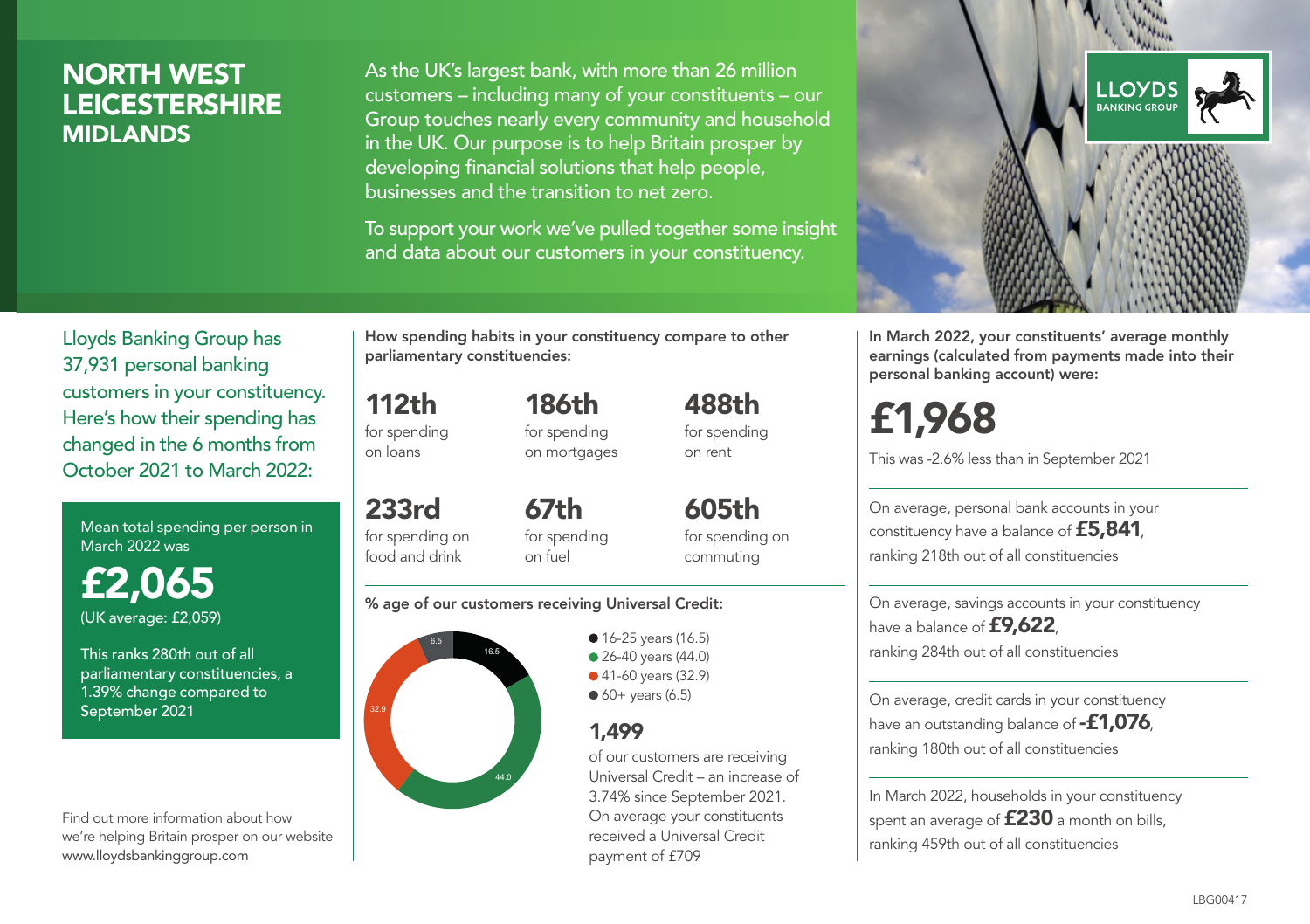# NORTH WEST LEICESTERSHIRE
## MIDLANDS

As the UK's largest bank, with more than 26 million customers – including many of your constituents – our Group touches nearly every community and household in the UK. Our purpose is to help Britain prosper by developing financial solutions that help people, businesses and the transition to net zero.

To support your work we've pulled together some insight and data about our customers in your constituency.

LLOYDS BANKING GROUP

Lloyds Banking Group has 37,931 personal banking customers in your constituency. Here's how their spending has changed in the 6 months from October 2021 to March 2022:

Mean total spending per person in March 2022 was

**£2,065**
(UK average: £2,059)

This ranks 280th out of all parliamentary constituencies, a 1.39% change compared to September 2021

Find out more information about how we're helping Britain prosper on our website www.lloydsbankinggroup.com

**How spending habits in your constituency compare to other parliamentary constituencies:**

**112th** for spending on loans

**186th** for spending on mortgages

**488th** for spending on rent

**233rd** for spending on food and drink

**67th** for spending on fuel

**605th** for spending on commuting

**% age of our customers receiving Universal Credit:**

- 16-25 years (16.5)
- 26-40 years (44.0)
- 41-60 years (32.9)
- 60+ years (6.5)

**1,499**
of our customers are receiving Universal Credit – an increase of 3.74% since September 2021. On average your constituents received a Universal Credit payment of £709

**In March 2022, your constituents' average monthly earnings (calculated from payments made into their personal banking account) were:**

**£1,968**
This was -2.6% less than in September 2021

On average, personal bank accounts in your constituency have a balance of **£5,841**, ranking 218th out of all constituencies

On average, savings accounts in your constituency have a balance of **£9,622**, ranking 284th out of all constituencies

On average, credit cards in your constituency have an outstanding balance of **-£1,076**, ranking 180th out of all constituencies

In March 2022, households in your constituency spent an average of **£230** a month on bills, ranking 459th out of all constituencies

LBG00417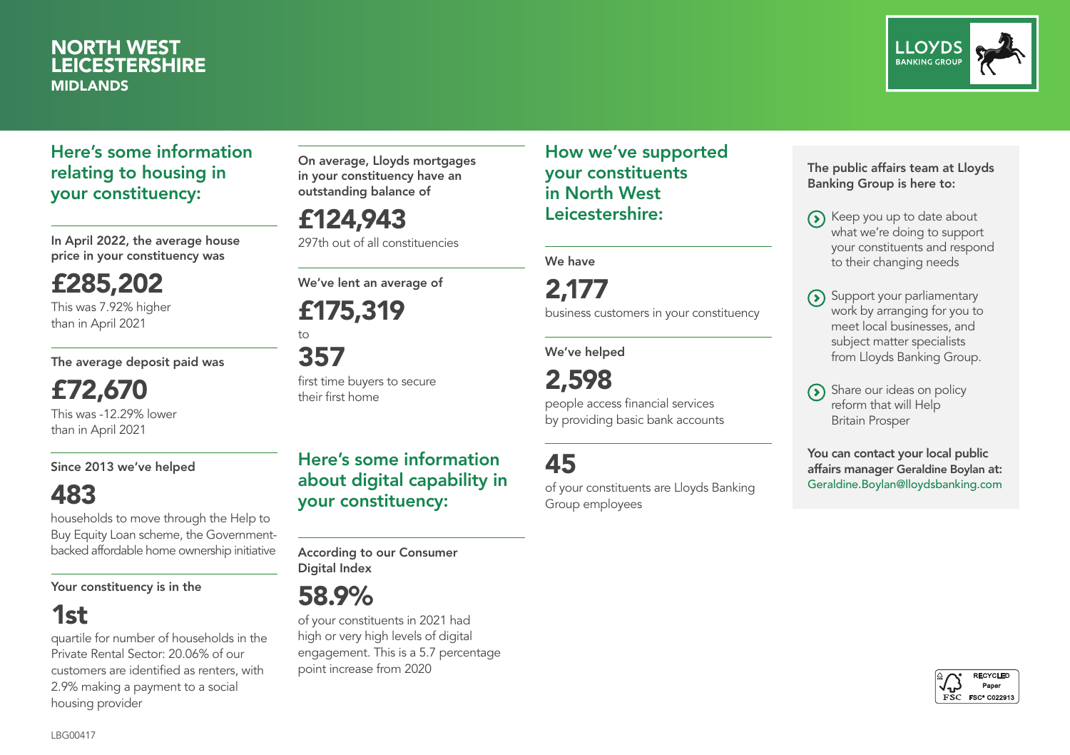# NORTH WEST LEICESTERSHIRE

**MIDLANDS**

## Here's some information relating to housing in your constituency:

**In April 2022, the average house price in your constituency was**

**£285,202**

This was 7.92% higher than in April 2021

**The average deposit paid was**

**£72,670**

This was -12.29% lower than in April 2021

**Since 2013 we've helped**

**483**

households to move through the Help to Buy Equity Loan scheme, the Government-backed affordable home ownership initiative

**Your constituency is in the**

**1st**

quartile for number of households in the Private Rental Sector: 20.06% of our customers are identified as renters, with 2.9% making a payment to a social housing provider

**On average, Lloyds mortgages in your constituency have an outstanding balance of**

**£124,943**

297th out of all constituencies

**We've lent an average of**

**£175,319**

to

**357**

first time buyers to secure their first home

## Here's some information about digital capability in your constituency:

**According to our Consumer Digital Index**

**58.9%**

of your constituents in 2021 had high or very high levels of digital engagement. This is a 5.7 percentage point increase from 2020

## How we've supported your constituents in North West Leicestershire:

**We have**

**2,177**

business customers in your constituency

**We've helped**

**2,598**

people access financial services by providing basic bank accounts

**45**

of your constituents are Lloyds Banking Group employees

**The public affairs team at Lloyds Banking Group is here to:**

- Keep you up to date about what we're doing to support your constituents and respond to their changing needs
- Support your parliamentary work by arranging for you to meet local businesses, and subject matter specialists from Lloyds Banking Group.
- Share our ideas on policy reform that will Help Britain Prosper

**You can contact your local public affairs manager Geraldine Boylan at:** Geraldine.Boylan@lloydsbanking.com

LBG00417